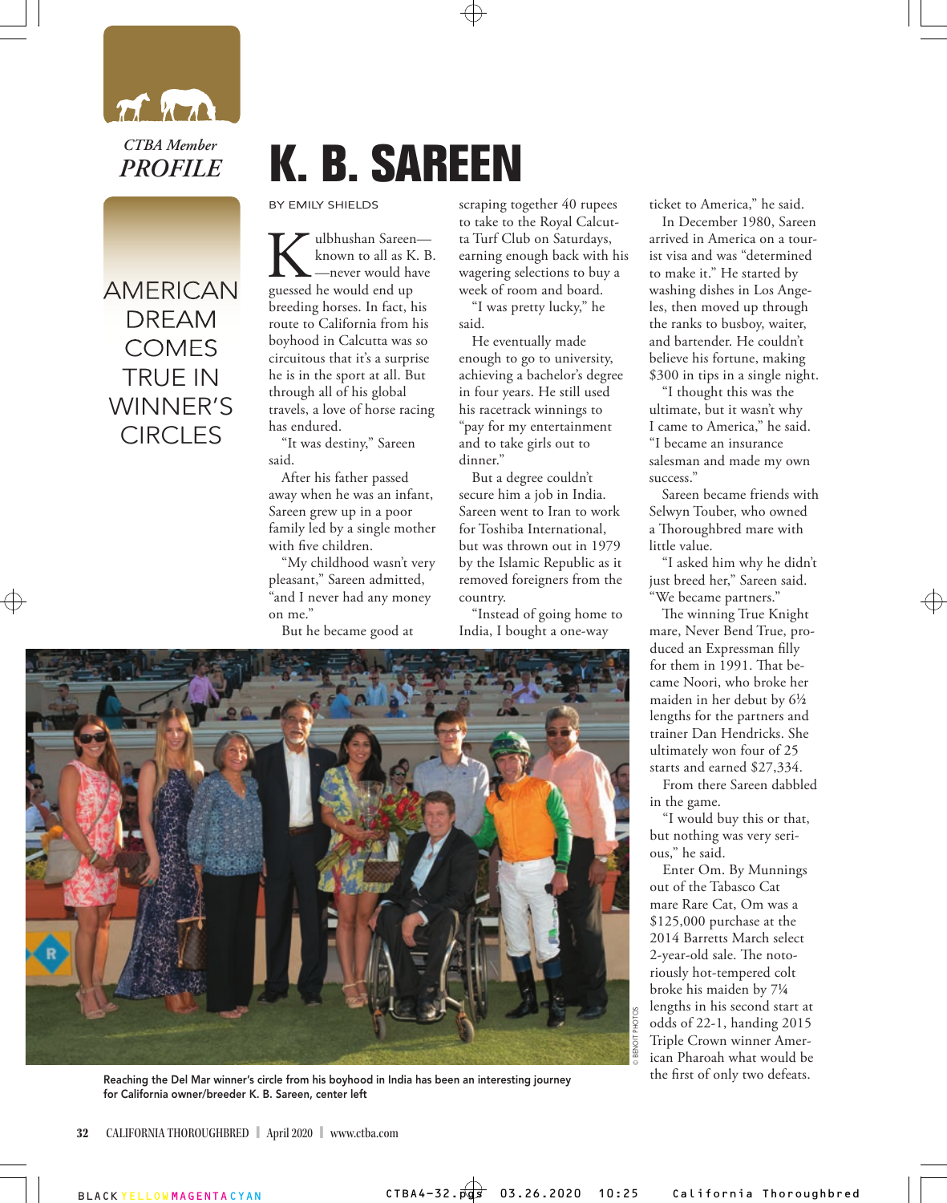*CTBA Member*
*PROFILE*

# K. B. SAREEN

## AMERICAN DREAM COMES TRUE IN WINNER'S CIRCLES

BY EMILY SHIELDS

Kulbhushan Sareen—known to all as K. B.—never would have guessed he would end up breeding horses. In fact, his route to California from his boyhood in Calcutta was so circuitous that it's a surprise he is in the sport at all. But through all of his global travels, a love of horse racing has endured.

"It was destiny," Sareen said.

After his father passed away when he was an infant, Sareen grew up in a poor family led by a single mother with five children.

"My childhood wasn't very pleasant," Sareen admitted, "and I never had any money on me."

But he became good at scraping together 40 rupees to take to the Royal Calcutta Turf Club on Saturdays, earning enough back with his wagering selections to buy a week of room and board.

"I was pretty lucky," he said.

He eventually made enough to go to university, achieving a bachelor's degree in four years. He still used his racetrack winnings to "pay for my entertainment and to take girls out to dinner."

But a degree couldn't secure him a job in India. Sareen went to Iran to work for Toshiba International, but was thrown out in 1979 by the Islamic Republic as it removed foreigners from the country.

"Instead of going home to India, I bought a one-way ticket to America," he said.

In December 1980, Sareen arrived in America on a tourist visa and was "determined to make it." He started by washing dishes in Los Angeles, then moved up through the ranks to busboy, waiter, and bartender. He couldn't believe his fortune, making $300 in tips in a single night.

"I thought this was the ultimate, but it wasn't why I came to America," he said. "I became an insurance salesman and made my own success."

Sareen became friends with Selwyn Touber, who owned a Thoroughbred mare with little value.

"I asked him why he didn't just breed her," Sareen said. "We became partners."

The winning True Knight mare, Never Bend True, produced an Expressman filly for them in 1991. That became Noori, who broke her maiden in her debut by 6½ lengths for the partners and trainer Dan Hendricks. She ultimately won four of 25 starts and earned $27,334.

From there Sareen dabbled in the game.

"I would buy this or that, but nothing was very serious," he said.

Enter Om. By Munnings out of the Tabasco Cat mare Rare Cat, Om was a $125,000 purchase at the 2014 Barretts March select 2-year-old sale. The notoriously hot-tempered colt broke his maiden by 7¼ lengths in his second start at odds of 22-1, handing 2015 Triple Crown winner American Pharoah what would be the first of only two defeats.

© BENOIT PHOTOS

Reaching the Del Mar winner's circle from his boyhood in India has been an interesting journey for California owner/breeder K. B. Sareen, center left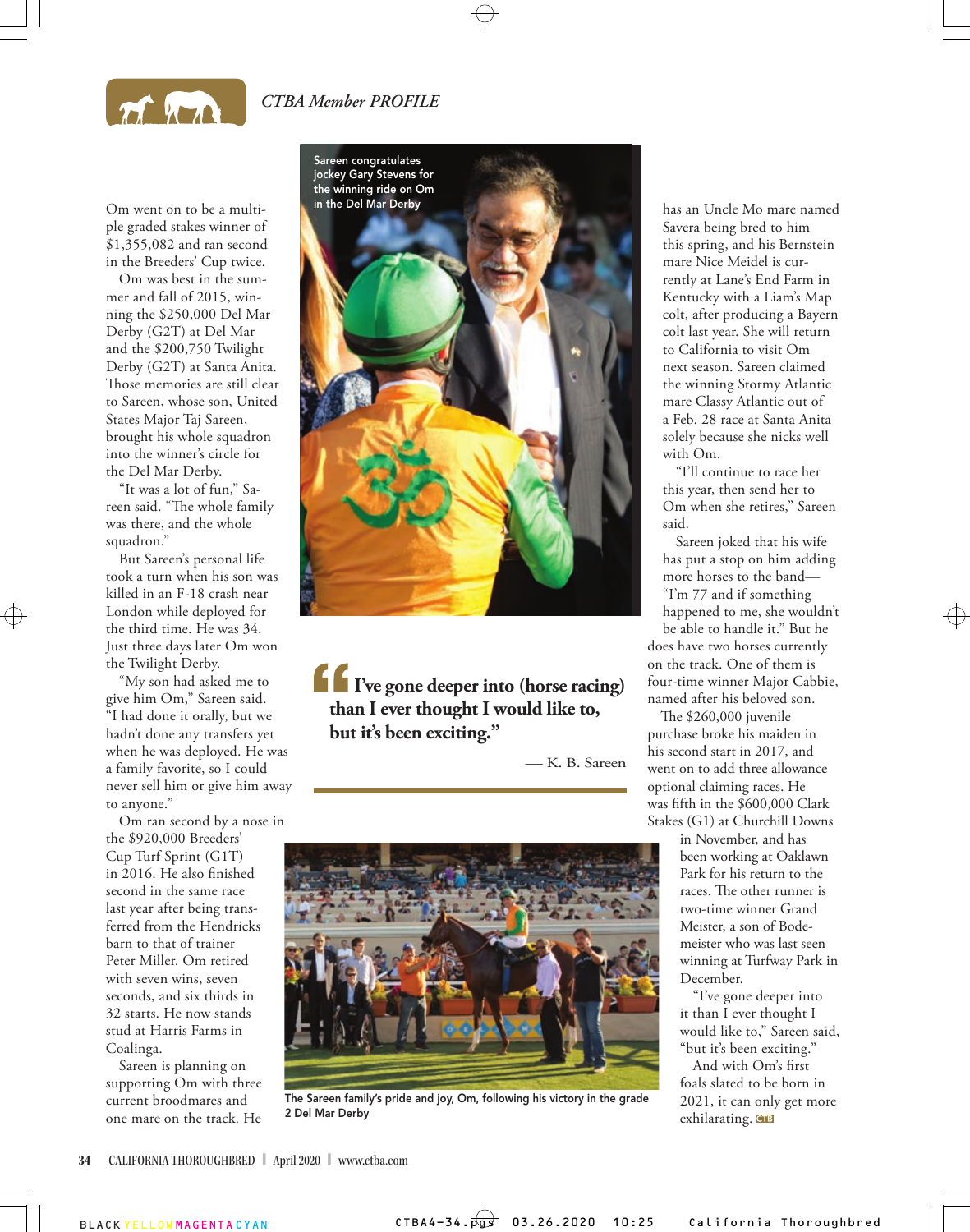*CTBA Member PROFILE*

Om went on to be a multiple graded stakes winner of $1,355,082 and ran second in the Breeders' Cup twice.

Om was best in the summer and fall of 2015, winning the $250,000 Del Mar Derby (G2T) at Del Mar and the $200,750 Twilight Derby (G2T) at Santa Anita. Those memories are still clear to Sareen, whose son, United States Major Taj Sareen, brought his whole squadron into the winner's circle for the Del Mar Derby.

"It was a lot of fun," Sareen said. "The whole family was there, and the whole squadron."

But Sareen's personal life took a turn when his son was killed in an F-18 crash near London while deployed for the third time. He was 34. Just three days later Om won the Twilight Derby.

"My son had asked me to give him Om," Sareen said. "I had done it orally, but we hadn't done any transfers yet when he was deployed. He was a family favorite, so I could never sell him or give him away to anyone."

Om ran second by a nose in the $920,000 Breeders' Cup Turf Sprint (G1T) in 2016. He also finished second in the same race last year after being transferred from the Hendricks barn to that of trainer Peter Miller. Om retired with seven wins, seven seconds, and six thirds in 32 starts. He now stands stud at Harris Farms in Coalinga.

Sareen is planning on supporting Om with three current broodmares and one mare on the track. He has an Uncle Mo mare named Savera being bred to him this spring, and his Bernstein mare Nice Meidel is currently at Lane's End Farm in Kentucky with a Liam's Map colt, after producing a Bayern colt last year. She will return to California to visit Om next season. Sareen claimed the winning Stormy Atlantic mare Classy Atlantic out of a Feb. 28 race at Santa Anita solely because she nicks well with Om.

"I'll continue to race her this year, then send her to Om when she retires," Sareen said.

Sareen joked that his wife has put a stop on him adding more horses to the band—"I'm 77 and if something happened to me, she wouldn't be able to handle it." But he does have two horses currently on the track. One of them is four-time winner Major Cabbie, named after his beloved son.

The $260,000 juvenile purchase broke his maiden in his second start in 2017, and went on to add three allowance optional claiming races. He was fifth in the $600,000 Clark Stakes (G1) at Churchill Downs in November, and has been working at Oaklawn Park for his return to the races. The other runner is two-time winner Grand Meister, a son of Bodemeister who was last seen winning at Turfway Park in December.

"I've gone deeper into it than I ever thought I would like to," Sareen said, "but it's been exciting."

And with Om's first foals slated to be born in 2021, it can only get more exhilarating.

Sareen congratulates jockey Gary Stevens for the winning ride on Om in the Del Mar Derby

> **"I've gone deeper into (horse racing) than I ever thought I would like to, but it's been exciting."**
>
> — K. B. Sareen

The Sareen family's pride and joy, Om, following his victory in the grade 2 Del Mar Derby